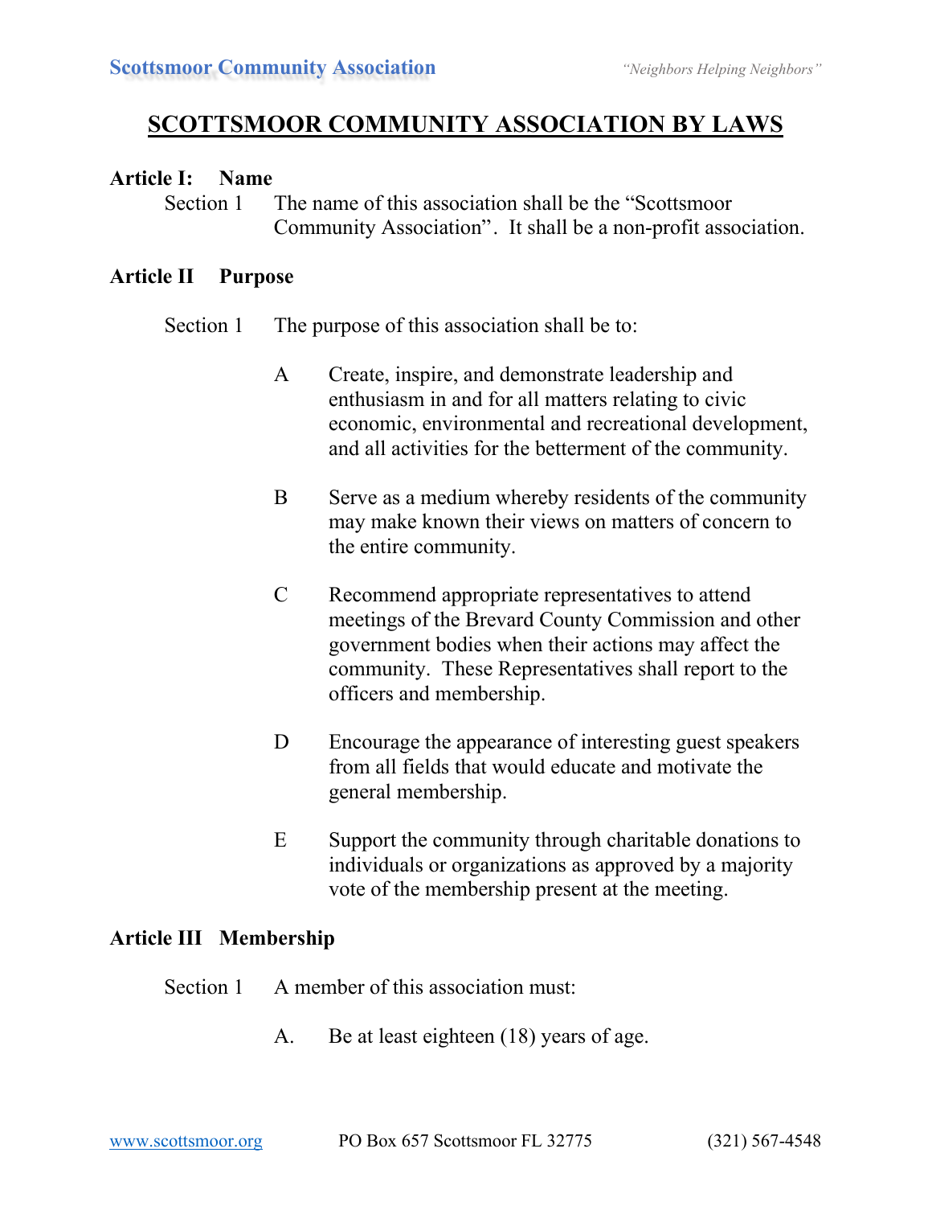# SCOTTSMOOR COMMUNITY ASSOCIATION BY LAWS

## Article I: Name

Section 1 The name of this association shall be the "Scottsmoor Community Association". It shall be a non-profit association.

## Article II Purpose

Section 1 The purpose of this association shall be to:

A Create, inspire, and demonstrate leadership and enthusiasm in and for all matters relating to civic economic, environmental and recreational development, and all activities for the betterment of the community.

B Serve as a medium whereby residents of the community may make known their views on matters of concern to the entire community.

C Recommend appropriate representatives to attend meetings of the Brevard County Commission and other government bodies when their actions may affect the community. These Representatives shall report to the officers and membership.

D Encourage the appearance of interesting guest speakers from all fields that would educate and motivate the general membership.

E Support the community through charitable donations to individuals or organizations as approved by a majority vote of the membership present at the meeting.

## Article III Membership

Section 1 A member of this association must:

A. Be at least eighteen (18) years of age.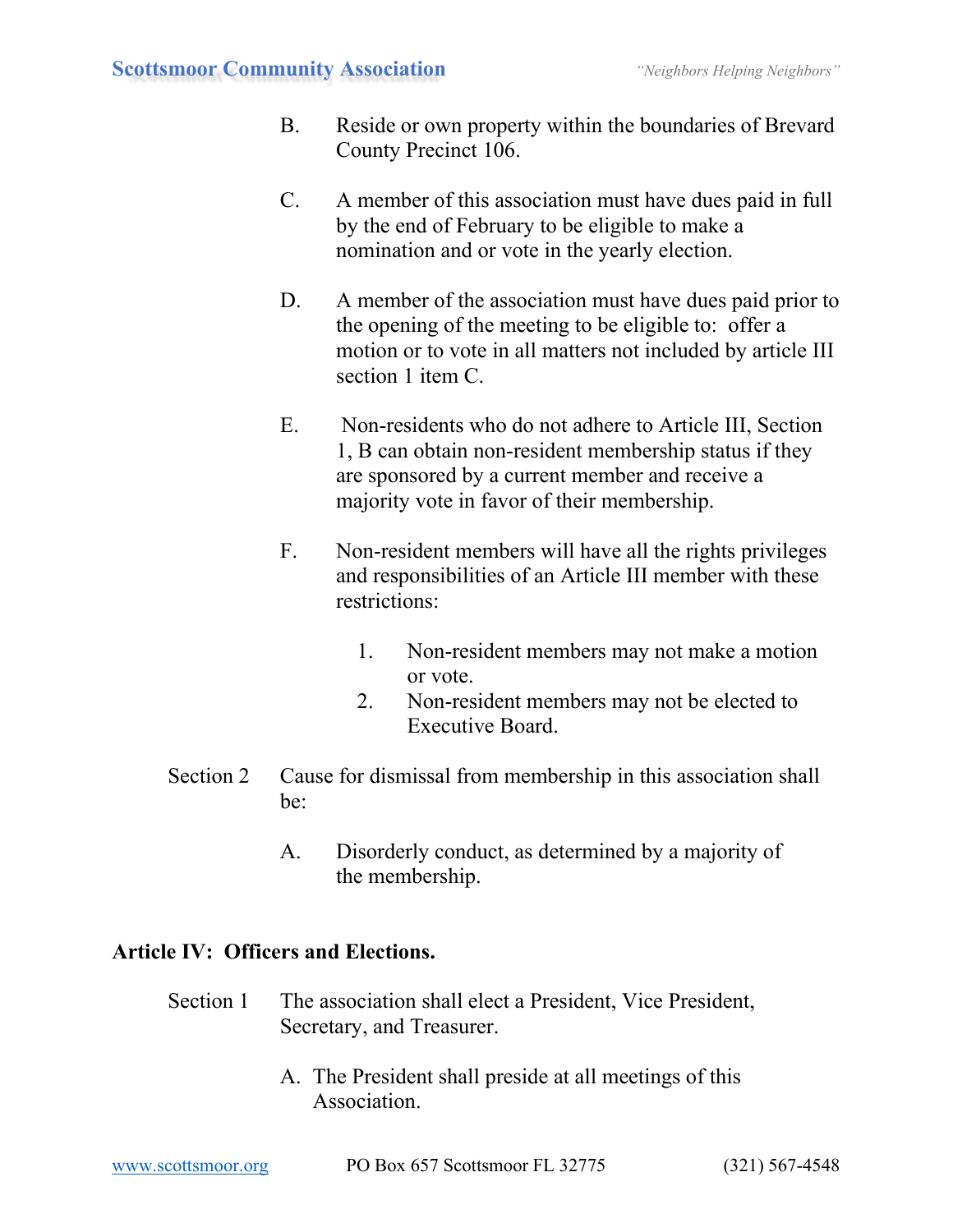B. Reside or own property within the boundaries of Brevard County Precinct 106.

C. A member of this association must have dues paid in full by the end of February to be eligible to make a nomination and or vote in the yearly election.

D. A member of the association must have dues paid prior to the opening of the meeting to be eligible to: offer a motion or to vote in all matters not included by article III section 1 item C.

E. Non-residents who do not adhere to Article III, Section 1, B can obtain non-resident membership status if they are sponsored by a current member and receive a majority vote in favor of their membership.

F. Non-resident members will have all the rights privileges and responsibilities of an Article III member with these restrictions:

1. Non-resident members may not make a motion or vote.
2. Non-resident members may not be elected to Executive Board.

Section 2 Cause for dismissal from membership in this association shall be:

A. Disorderly conduct, as determined by a majority of the membership.

## Article IV: Officers and Elections.

Section 1 The association shall elect a President, Vice President, Secretary, and Treasurer.

A. The President shall preside at all meetings of this Association.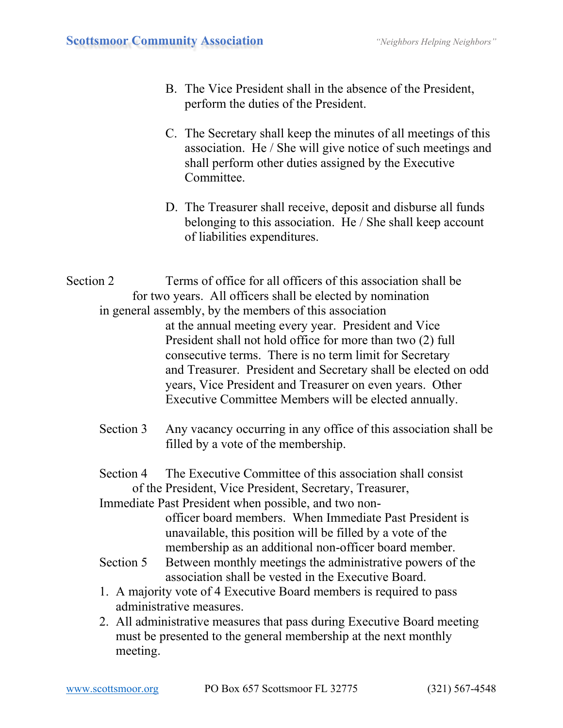B. The Vice President shall in the absence of the President, perform the duties of the President.

C. The Secretary shall keep the minutes of all meetings of this association. He / She will give notice of such meetings and shall perform other duties assigned by the Executive Committee.

D. The Treasurer shall receive, deposit and disburse all funds belonging to this association. He / She shall keep account of liabilities expenditures.

Section 2 Terms of office for all officers of this association shall be for two years. All officers shall be elected by nomination in general assembly, by the members of this association at the annual meeting every year. President and Vice President shall not hold office for more than two (2) full consecutive terms. There is no term limit for Secretary and Treasurer. President and Secretary shall be elected on odd years, Vice President and Treasurer on even years. Other Executive Committee Members will be elected annually.

Section 3 Any vacancy occurring in any office of this association shall be filled by a vote of the membership.

Section 4 The Executive Committee of this association shall consist of the President, Vice President, Secretary, Treasurer, Immediate Past President when possible, and two non-officer board members. When Immediate Past President is unavailable, this position will be filled by a vote of the membership as an additional non-officer board member.

Section 5 Between monthly meetings the administrative powers of the association shall be vested in the Executive Board.

1. A majority vote of 4 Executive Board members is required to pass administrative measures.
2. All administrative measures that pass during Executive Board meeting must be presented to the general membership at the next monthly meeting.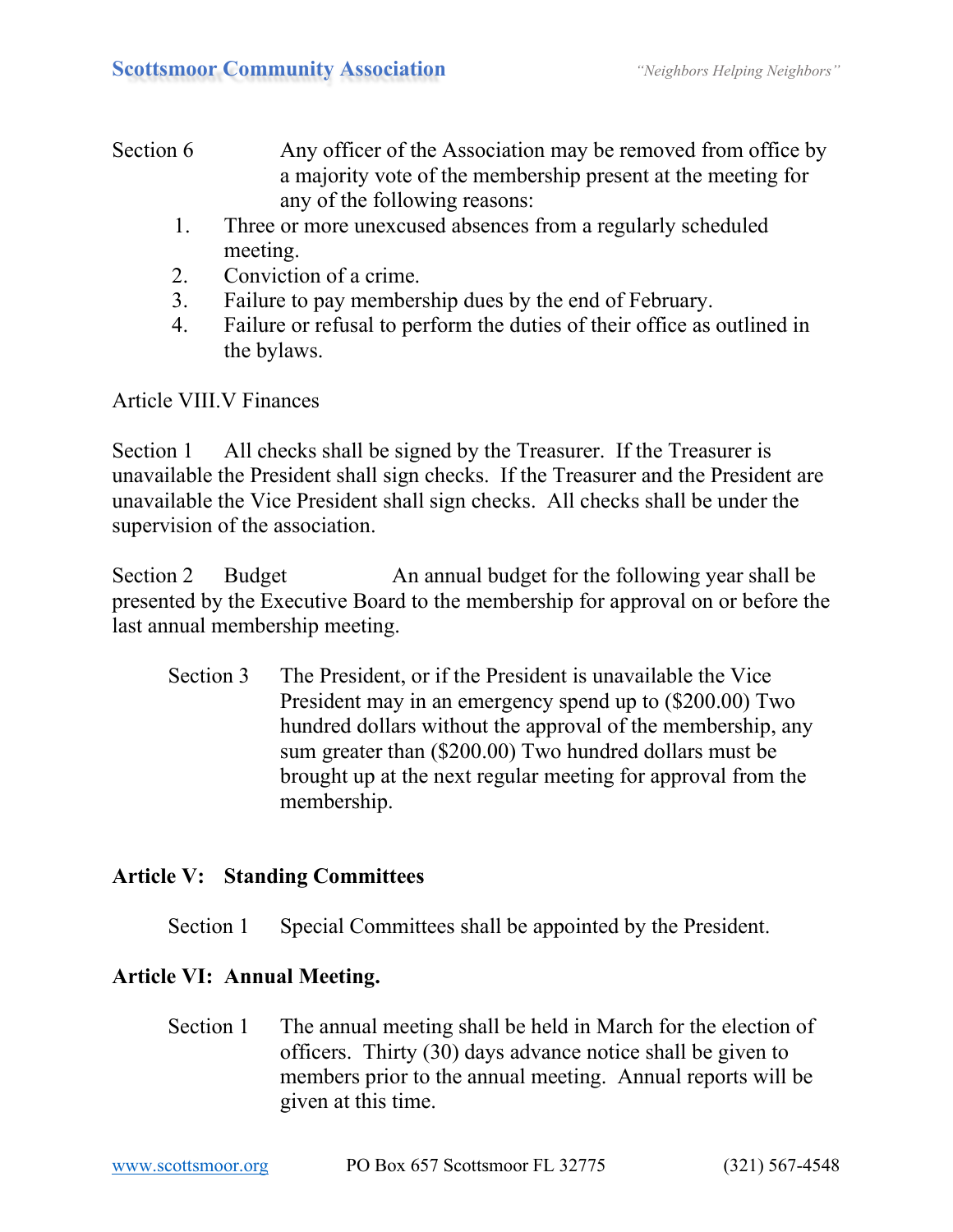Section 6 Any officer of the Association may be removed from office by a majority vote of the membership present at the meeting for any of the following reasons:

1. Three or more unexcused absences from a regularly scheduled meeting.
2. Conviction of a crime.
3. Failure to pay membership dues by the end of February.
4. Failure or refusal to perform the duties of their office as outlined in the bylaws.

Article VIII.V Finances

Section 1 All checks shall be signed by the Treasurer. If the Treasurer is unavailable the President shall sign checks. If the Treasurer and the President are unavailable the Vice President shall sign checks. All checks shall be under the supervision of the association.

Section 2 Budget An annual budget for the following year shall be presented by the Executive Board to the membership for approval on or before the last annual membership meeting.

Section 3 The President, or if the President is unavailable the Vice President may in an emergency spend up to ($200.00) Two hundred dollars without the approval of the membership, any sum greater than ($200.00) Two hundred dollars must be brought up at the next regular meeting for approval from the membership.

## Article V: Standing Committees

Section 1 Special Committees shall be appointed by the President.

## Article VI: Annual Meeting.

Section 1 The annual meeting shall be held in March for the election of officers. Thirty (30) days advance notice shall be given to members prior to the annual meeting. Annual reports will be given at this time.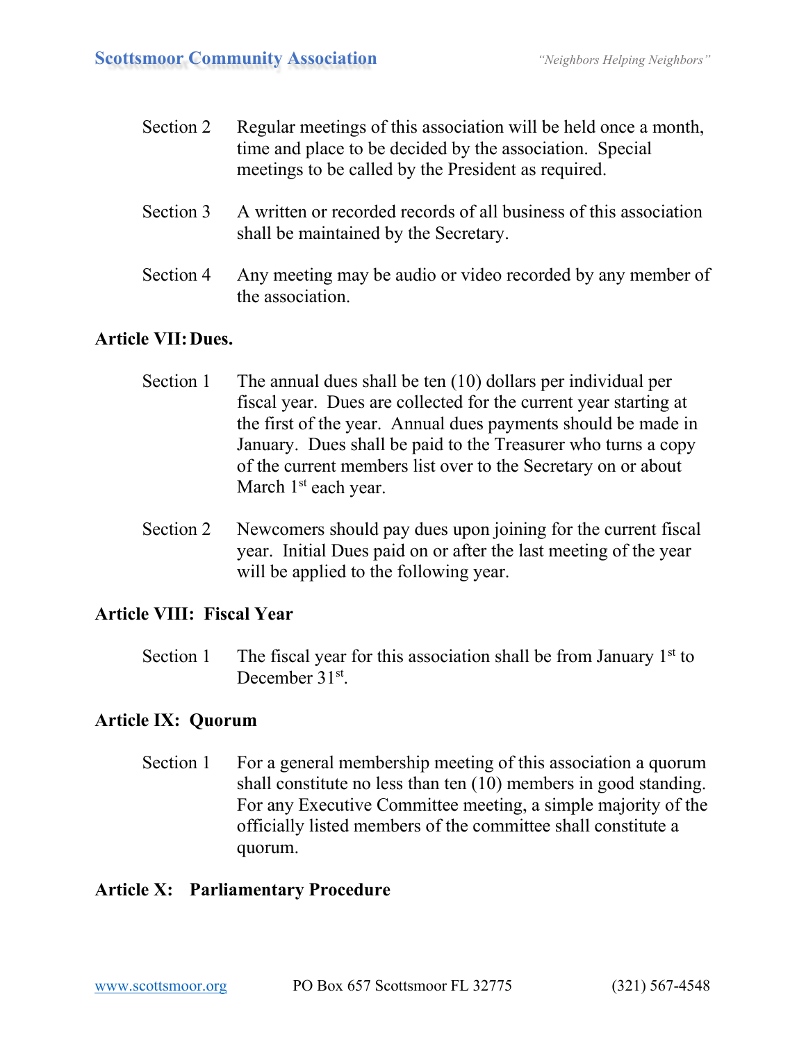Section 2 Regular meetings of this association will be held once a month, time and place to be decided by the association. Special meetings to be called by the President as required.

Section 3 A written or recorded records of all business of this association shall be maintained by the Secretary.

Section 4 Any meeting may be audio or video recorded by any member of the association.

**Article VII: Dues.**

Section 1 The annual dues shall be ten (10) dollars per individual per fiscal year. Dues are collected for the current year starting at the first of the year. Annual dues payments should be made in January. Dues shall be paid to the Treasurer who turns a copy of the current members list over to the Secretary on or about March 1st each year.

Section 2 Newcomers should pay dues upon joining for the current fiscal year. Initial Dues paid on or after the last meeting of the year will be applied to the following year.

**Article VIII: Fiscal Year**

Section 1 The fiscal year for this association shall be from January 1st to December 31st.

**Article IX: Quorum**

Section 1 For a general membership meeting of this association a quorum shall constitute no less than ten (10) members in good standing. For any Executive Committee meeting, a simple majority of the officially listed members of the committee shall constitute a quorum.

**Article X: Parliamentary Procedure**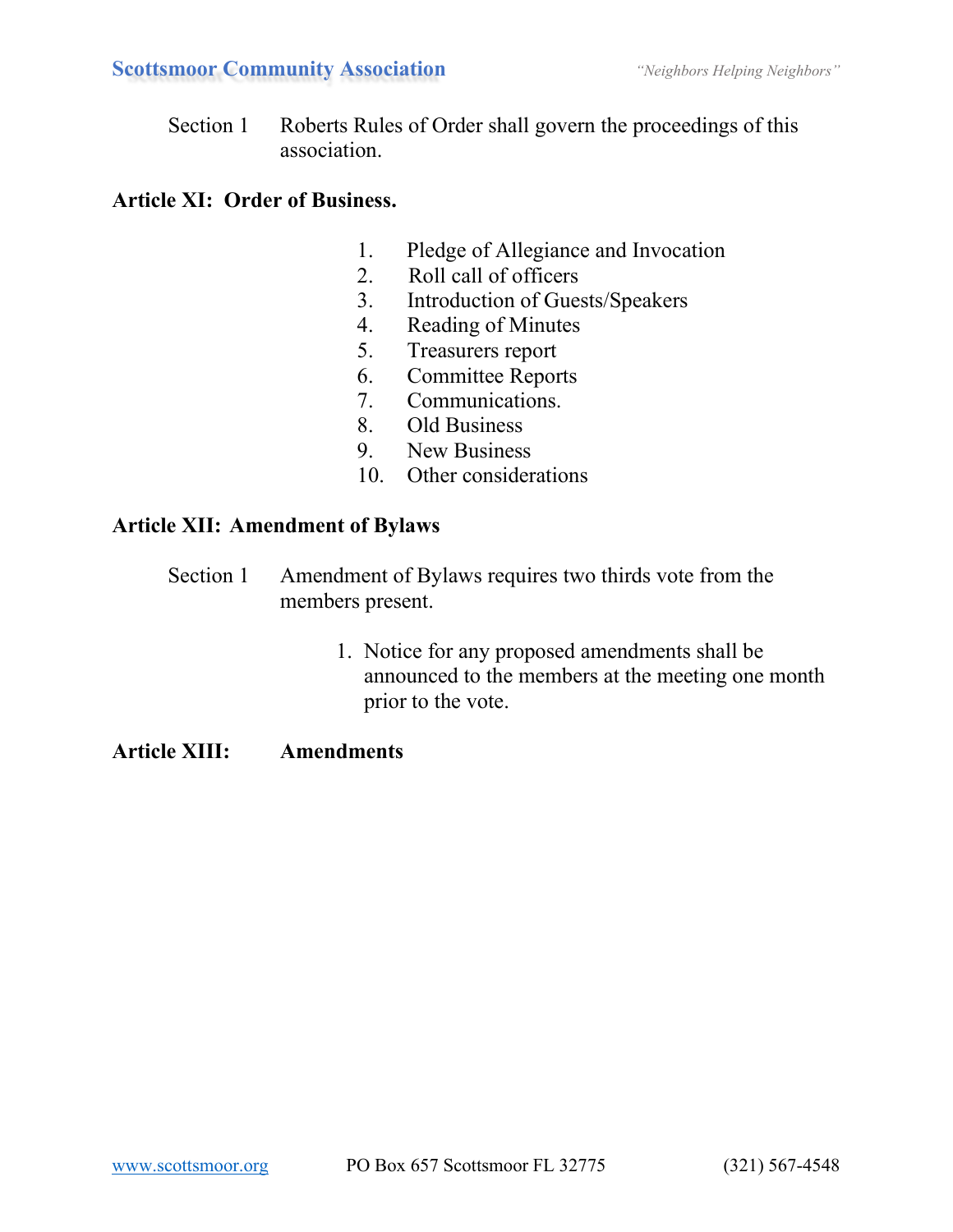Section 1 Roberts Rules of Order shall govern the proceedings of this association.

**Article XI: Order of Business.**

1. Pledge of Allegiance and Invocation
2. Roll call of officers
3. Introduction of Guests/Speakers
4. Reading of Minutes
5. Treasurers report
6. Committee Reports
7. Communications.
8. Old Business
9. New Business
10. Other considerations

**Article XII: Amendment of Bylaws**

Section 1 Amendment of Bylaws requires two thirds vote from the members present.

1. Notice for any proposed amendments shall be announced to the members at the meeting one month prior to the vote.

**Article XIII: Amendments**